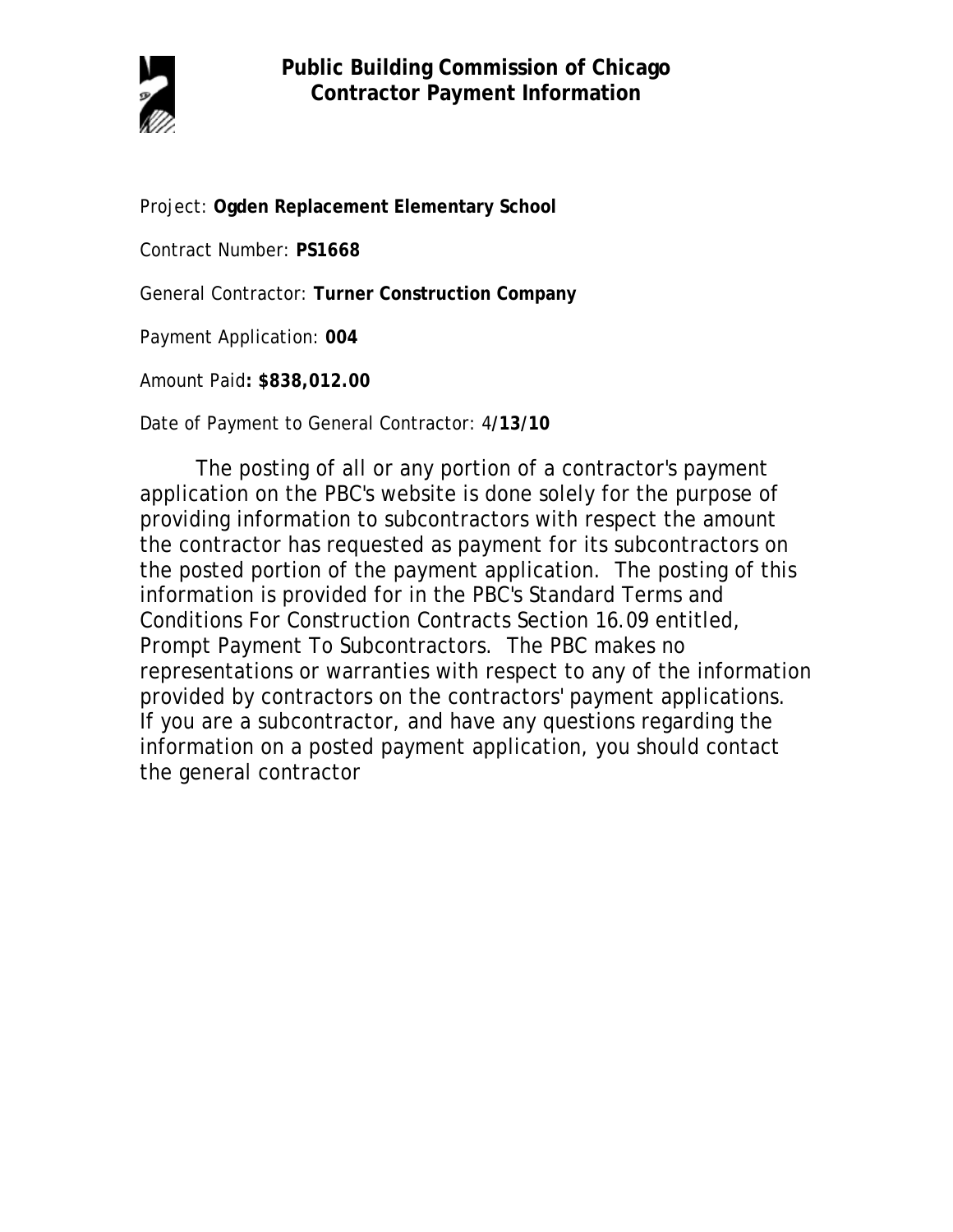# Public Building Commission of Chicago
## Contractor Payment Information

Project: **Ogden Replacement Elementary School**

Contract Number: **PS1668**

General Contractor: **Turner Construction Company**

Payment Application: **004**

Amount Paid**: $838,012.00**

Date of Payment to General Contractor: 4/**13/10**

The posting of all or any portion of a contractor's payment application on the PBC's website is done solely for the purpose of providing information to subcontractors with respect the amount the contractor has requested as payment for its subcontractors on the posted portion of the payment application. The posting of this information is provided for in the PBC's Standard Terms and Conditions For Construction Contracts Section 16.09 entitled, Prompt Payment To Subcontractors. The PBC makes no representations or warranties with respect to any of the information provided by contractors on the contractors' payment applications. If you are a subcontractor, and have any questions regarding the information on a posted payment application, you should contact the general contractor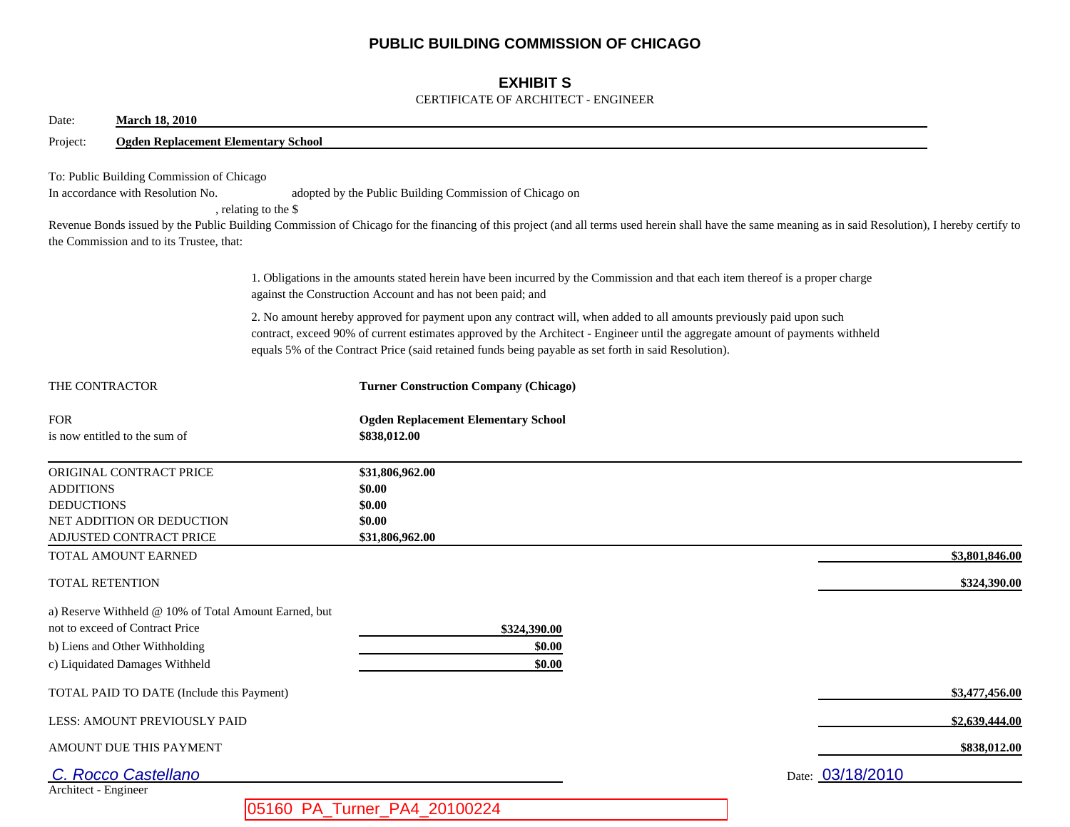# PUBLIC BUILDING COMMISSION OF CHICAGO

## EXHIBIT S

CERTIFICATE OF ARCHITECT - ENGINEER

Date: **March 18, 2010**

Project: **Ogden Replacement Elementary School**

To: Public Building Commission of Chicago

In accordance with Resolution No. adopted by the Public Building Commission of Chicago on , relating to the $ Revenue Bonds issued by the Public Building Commission of Chicago for the financing of this project (and all terms used herein shall have the same meaning as in said Resolution), I hereby certify to the Commission and to its Trustee, that:

1. Obligations in the amounts stated herein have been incurred by the Commission and that each item thereof is a proper charge against the Construction Account and has not been paid; and

2. No amount hereby approved for payment upon any contract will, when added to all amounts previously paid upon such contract, exceed 90% of current estimates approved by the Architect - Engineer until the aggregate amount of payments withheld equals 5% of the Contract Price (said retained funds being payable as set forth in said Resolution).

THE CONTRACTOR **Turner Construction Company (Chicago)**

FOR **Ogden Replacement Elementary School**

is now entitled to the sum of **$838,012.00**

| | | |
|---|---|---|
| ORIGINAL CONTRACT PRICE | **$31,806,962.00** | |
| ADDITIONS | **$0.00** | |
| DEDUCTIONS | **$0.00** | |
| NET ADDITION OR DEDUCTION | **$0.00** | |
| ADJUSTED CONTRACT PRICE | **$31,806,962.00** | |
| TOTAL AMOUNT EARNED | | **$3,801,846.00** |
| TOTAL RETENTION | | **$324,390.00** |
| a) Reserve Withheld @ 10% of Total Amount Earned, but not to exceed of Contract Price | **$324,390.00** | |
| b) Liens and Other Withholding | **$0.00** | |
| c) Liquidated Damages Withheld | **$0.00** | |
| TOTAL PAID TO DATE (Include this Payment) | | **$3,477,456.00** |
| LESS: AMOUNT PREVIOUSLY PAID | | **$2,639,444.00** |
| AMOUNT DUE THIS PAYMENT | | **$838,012.00** |

*C. Rocco Castellano*

Architect - Engineer

Date: 03/18/2010

05160 PA_Turner_PA4_20100224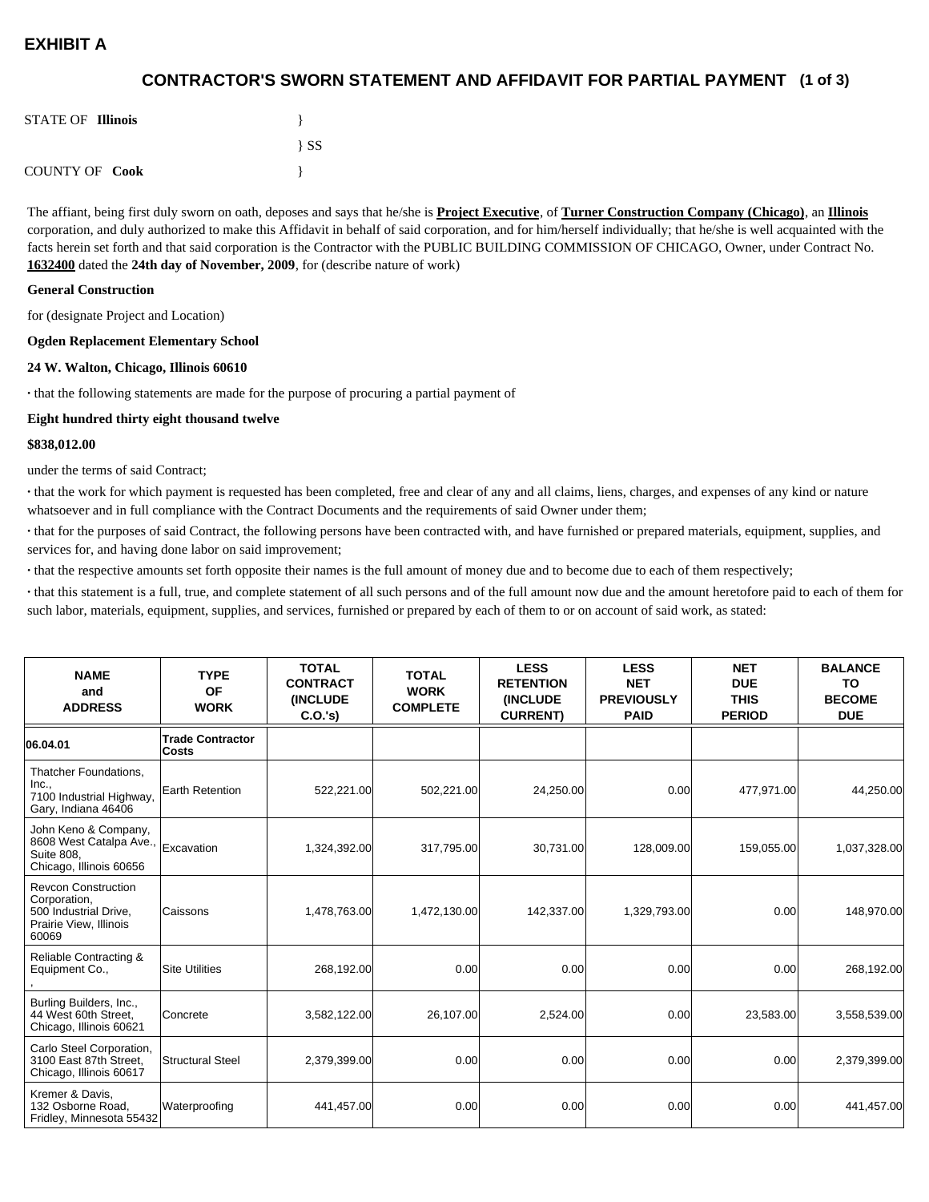# EXHIBIT A

## CONTRACTOR'S SWORN STATEMENT AND AFFIDAVIT FOR PARTIAL PAYMENT (1 of 3)

STATE OF **Illinois** }
} SS
COUNTY OF **Cook** }

The affiant, being first duly sworn on oath, deposes and says that he/she is **Project Executive**, of **Turner Construction Company (Chicago)**, an **Illinois** corporation, and duly authorized to make this Affidavit in behalf of said corporation, and for him/herself individually; that he/she is well acquainted with the facts herein set forth and that said corporation is the Contractor with the PUBLIC BUILDING COMMISSION OF CHICAGO, Owner, under Contract No. **1632400** dated the **24th day of November, 2009**, for (describe nature of work)

**General Construction**

for (designate Project and Location)

**Ogden Replacement Elementary School**

**24 W. Walton, Chicago, Illinois 60610**

· that the following statements are made for the purpose of procuring a partial payment of

**Eight hundred thirty eight thousand twelve**

**$838,012.00**

under the terms of said Contract;

· that the work for which payment is requested has been completed, free and clear of any and all claims, liens, charges, and expenses of any kind or nature whatsoever and in full compliance with the Contract Documents and the requirements of said Owner under them;

· that for the purposes of said Contract, the following persons have been contracted with, and have furnished or prepared materials, equipment, supplies, and services for, and having done labor on said improvement;

· that the respective amounts set forth opposite their names is the full amount of money due and to become due to each of them respectively;

· that this statement is a full, true, and complete statement of all such persons and of the full amount now due and the amount heretofore paid to each of them for such labor, materials, equipment, supplies, and services, furnished or prepared by each of them to or on account of said work, as stated:

| NAME and ADDRESS | TYPE OF WORK | TOTAL CONTRACT (INCLUDE C.O.'s) | TOTAL WORK COMPLETE | LESS RETENTION (INCLUDE CURRENT) | LESS NET PREVIOUSLY PAID | NET DUE THIS PERIOD | BALANCE TO BECOME DUE |
|---|---|---|---|---|---|---|---|
| **06.04.01** | **Trade Contractor Costs** | | | | | | |
| Thatcher Foundations, Inc., 7100 Industrial Highway, Gary, Indiana 46406 | Earth Retention | 522,221.00 | 502,221.00 | 24,250.00 | 0.00 | 477,971.00 | 44,250.00 |
| John Keno & Company, 8608 West Catalpa Ave., Suite 808, Chicago, Illinois 60656 | Excavation | 1,324,392.00 | 317,795.00 | 30,731.00 | 128,009.00 | 159,055.00 | 1,037,328.00 |
| Revcon Construction Corporation, 500 Industrial Drive, Prairie View, Illinois 60069 | Caissons | 1,478,763.00 | 1,472,130.00 | 142,337.00 | 1,329,793.00 | 0.00 | 148,970.00 |
| Reliable Contracting & Equipment Co., , | Site Utilities | 268,192.00 | 0.00 | 0.00 | 0.00 | 0.00 | 268,192.00 |
| Burling Builders, Inc., 44 West 60th Street, Chicago, Illinois 60621 | Concrete | 3,582,122.00 | 26,107.00 | 2,524.00 | 0.00 | 23,583.00 | 3,558,539.00 |
| Carlo Steel Corporation, 3100 East 87th Street, Chicago, Illinois 60617 | Structural Steel | 2,379,399.00 | 0.00 | 0.00 | 0.00 | 0.00 | 2,379,399.00 |
| Kremer & Davis, 132 Osborne Road, Fridley, Minnesota 55432 | Waterproofing | 441,457.00 | 0.00 | 0.00 | 0.00 | 0.00 | 441,457.00 |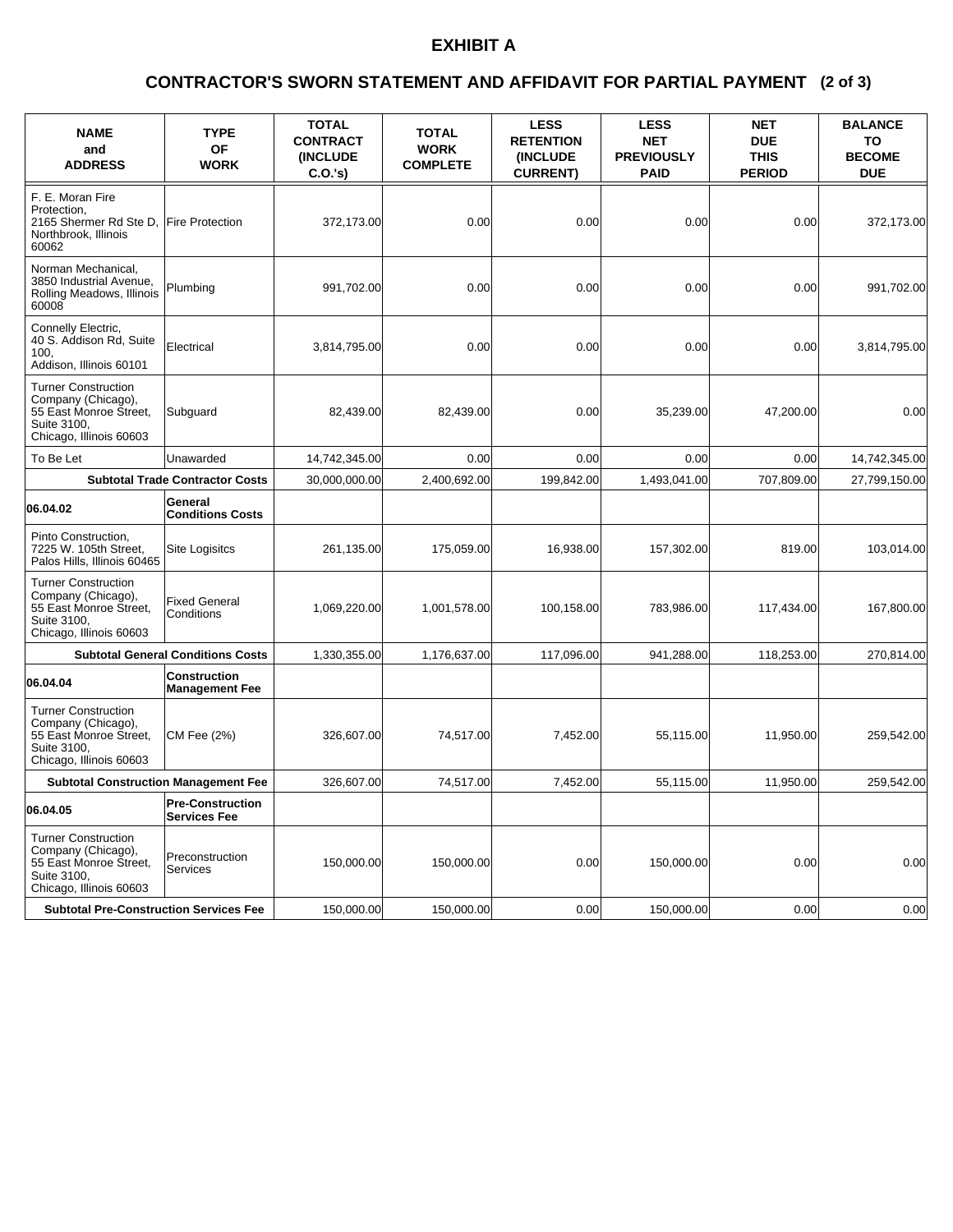# EXHIBIT A

## CONTRACTOR'S SWORN STATEMENT AND AFFIDAVIT FOR PARTIAL PAYMENT (2 of 3)

| NAME and ADDRESS | TYPE OF WORK | TOTAL CONTRACT (INCLUDE C.O.'s) | TOTAL WORK COMPLETE | LESS RETENTION (INCLUDE CURRENT) | LESS NET PREVIOUSLY PAID | NET DUE THIS PERIOD | BALANCE TO BECOME DUE |
|---|---|---|---|---|---|---|---|
| F. E. Moran Fire Protection, 2165 Shermer Rd Ste D, Northbrook, Illinois 60062 | Fire Protection | 372,173.00 | 0.00 | 0.00 | 0.00 | 0.00 | 372,173.00 |
| Norman Mechanical, 3850 Industrial Avenue, Rolling Meadows, Illinois 60008 | Plumbing | 991,702.00 | 0.00 | 0.00 | 0.00 | 0.00 | 991,702.00 |
| Connelly Electric, 40 S. Addison Rd, Suite 100, Addison, Illinois 60101 | Electrical | 3,814,795.00 | 0.00 | 0.00 | 0.00 | 0.00 | 3,814,795.00 |
| Turner Construction Company (Chicago), 55 East Monroe Street, Suite 3100, Chicago, Illinois 60603 | Subguard | 82,439.00 | 82,439.00 | 0.00 | 35,239.00 | 47,200.00 | 0.00 |
| To Be Let | Unawarded | 14,742,345.00 | 0.00 | 0.00 | 0.00 | 0.00 | 14,742,345.00 |
| **Subtotal Trade Contractor Costs** | | 30,000,000.00 | 2,400,692.00 | 199,842.00 | 1,493,041.00 | 707,809.00 | 27,799,150.00 |
| **06.04.02** | **General Conditions Costs** | | | | | | |
| Pinto Construction, 7225 W. 105th Street, Palos Hills, Illinois 60465 | Site Logisitcs | 261,135.00 | 175,059.00 | 16,938.00 | 157,302.00 | 819.00 | 103,014.00 |
| Turner Construction Company (Chicago), 55 East Monroe Street, Suite 3100, Chicago, Illinois 60603 | Fixed General Conditions | 1,069,220.00 | 1,001,578.00 | 100,158.00 | 783,986.00 | 117,434.00 | 167,800.00 |
| **Subtotal General Conditions Costs** | | 1,330,355.00 | 1,176,637.00 | 117,096.00 | 941,288.00 | 118,253.00 | 270,814.00 |
| **06.04.04** | **Construction Management Fee** | | | | | | |
| Turner Construction Company (Chicago), 55 East Monroe Street, Suite 3100, Chicago, Illinois 60603 | CM Fee (2%) | 326,607.00 | 74,517.00 | 7,452.00 | 55,115.00 | 11,950.00 | 259,542.00 |
| **Subtotal Construction Management Fee** | | 326,607.00 | 74,517.00 | 7,452.00 | 55,115.00 | 11,950.00 | 259,542.00 |
| **06.04.05** | **Pre-Construction Services Fee** | | | | | | |
| Turner Construction Company (Chicago), 55 East Monroe Street, Suite 3100, Chicago, Illinois 60603 | Preconstruction Services | 150,000.00 | 150,000.00 | 0.00 | 150,000.00 | 0.00 | 0.00 |
| **Subtotal Pre-Construction Services Fee** | | 150,000.00 | 150,000.00 | 0.00 | 150,000.00 | 0.00 | 0.00 |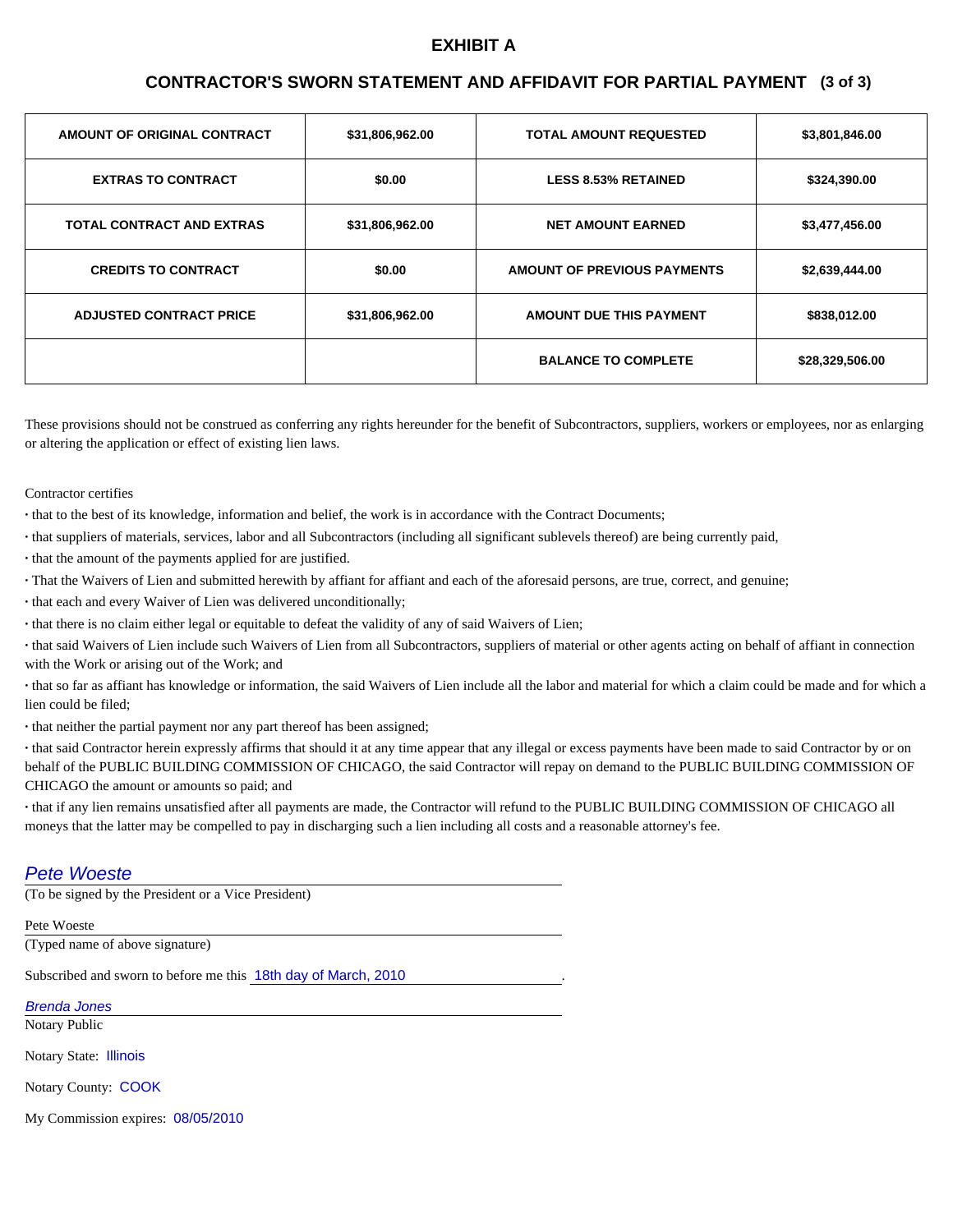# EXHIBIT A

## CONTRACTOR'S SWORN STATEMENT AND AFFIDAVIT FOR PARTIAL PAYMENT (3 of 3)

| | | | |
|---|---|---|---|
| **AMOUNT OF ORIGINAL CONTRACT** | **$31,806,962.00** | **TOTAL AMOUNT REQUESTED** | **$3,801,846.00** |
| **EXTRAS TO CONTRACT** | **$0.00** | **LESS 8.53% RETAINED** | **$324,390.00** |
| **TOTAL CONTRACT AND EXTRAS** | **$31,806,962.00** | **NET AMOUNT EARNED** | **$3,477,456.00** |
| **CREDITS TO CONTRACT** | **$0.00** | **AMOUNT OF PREVIOUS PAYMENTS** | **$2,639,444.00** |
| **ADJUSTED CONTRACT PRICE** | **$31,806,962.00** | **AMOUNT DUE THIS PAYMENT** | **$838,012.00** |
| | | **BALANCE TO COMPLETE** | **$28,329,506.00** |

These provisions should not be construed as conferring any rights hereunder for the benefit of Subcontractors, suppliers, workers or employees, nor as enlarging or altering the application or effect of existing lien laws.

Contractor certifies

- that to the best of its knowledge, information and belief, the work is in accordance with the Contract Documents;
- that suppliers of materials, services, labor and all Subcontractors (including all significant sublevels thereof) are being currently paid,
- that the amount of the payments applied for are justified.
- That the Waivers of Lien and submitted herewith by affiant for affiant and each of the aforesaid persons, are true, correct, and genuine;
- that each and every Waiver of Lien was delivered unconditionally;
- that there is no claim either legal or equitable to defeat the validity of any of said Waivers of Lien;
- that said Waivers of Lien include such Waivers of Lien from all Subcontractors, suppliers of material or other agents acting on behalf of affiant in connection with the Work or arising out of the Work; and
- that so far as affiant has knowledge or information, the said Waivers of Lien include all the labor and material for which a claim could be made and for which a lien could be filed;
- that neither the partial payment nor any part thereof has been assigned;
- that said Contractor herein expressly affirms that should it at any time appear that any illegal or excess payments have been made to said Contractor by or on behalf of the PUBLIC BUILDING COMMISSION OF CHICAGO, the said Contractor will repay on demand to the PUBLIC BUILDING COMMISSION OF CHICAGO the amount or amounts so paid; and
- that if any lien remains unsatisfied after all payments are made, the Contractor will refund to the PUBLIC BUILDING COMMISSION OF CHICAGO all moneys that the latter may be compelled to pay in discharging such a lien including all costs and a reasonable attorney's fee.

*Pete Woeste*
(To be signed by the President or a Vice President)

Pete Woeste
(Typed name of above signature)

Subscribed and sworn to before me this 18th day of March, 2010.

*Brenda Jones*
Notary Public

Notary State: Illinois

Notary County: COOK

My Commission expires: 08/05/2010